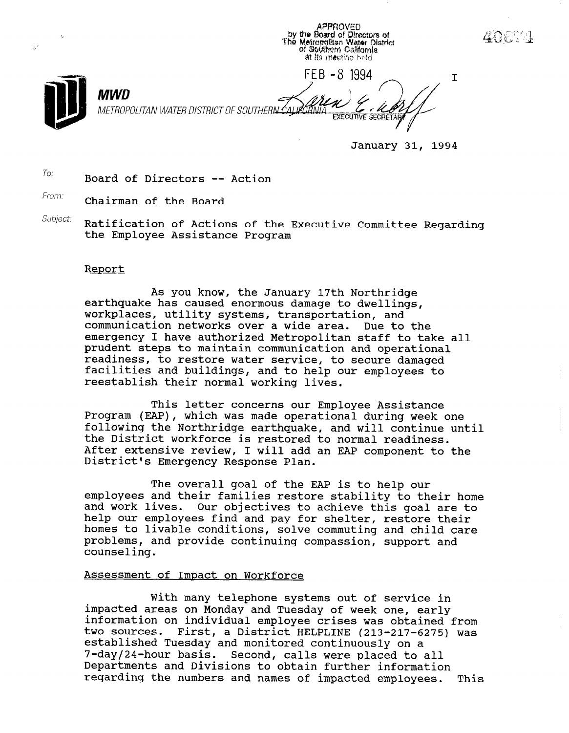APPROVED
by the Board of Directors of
The Metropolitan Water District
of Southern California
at its meeting held

FEB -8 1994

EXECUTIVE SECRETARY

**MWD**

*METROPOLITAN WATER DISTRICT OF SOUTHERN CALIFORNIA*

January 31, 1994

*To:* Board of Directors -- Action

*From:* Chairman of the Board

*Subject:* Ratification of Actions of the Executive Committee Regarding the Employee Assistance Program

## Report

As you know, the January 17th Northridge earthquake has caused enormous damage to dwellings, workplaces, utility systems, transportation, and communication networks over a wide area. Due to the emergency I have authorized Metropolitan staff to take all prudent steps to maintain communication and operational readiness, to restore water service, to secure damaged facilities and buildings, and to help our employees to reestablish their normal working lives.

This letter concerns our Employee Assistance Program (EAP), which was made operational during week one following the Northridge earthquake, and will continue until the District workforce is restored to normal readiness. After extensive review, I will add an EAP component to the District's Emergency Response Plan.

The overall goal of the EAP is to help our employees and their families restore stability to their home and work lives. Our objectives to achieve this goal are to help our employees find and pay for shelter, restore their homes to livable conditions, solve commuting and child care problems, and provide continuing compassion, support and counseling.

## Assessment of Impact on Workforce

With many telephone systems out of service in impacted areas on Monday and Tuesday of week one, early information on individual employee crises was obtained from two sources. First, a District HELPLINE (213-217-6275) was established Tuesday and monitored continuously on a 7-day/24-hour basis. Second, calls were placed to all Departments and Divisions to obtain further information regarding the numbers and names of impacted employees. This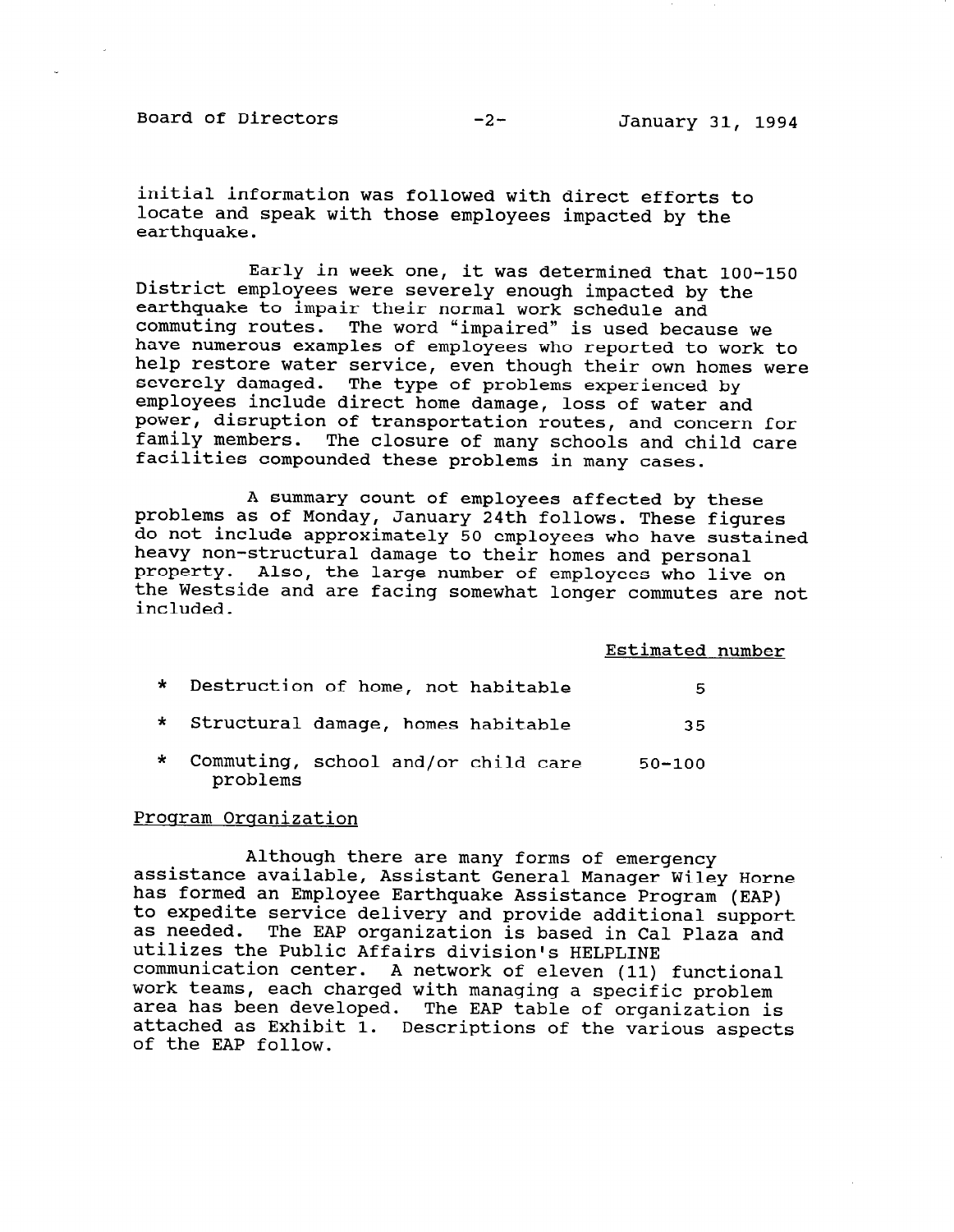initial information was followed with direct efforts to locate and speak with those employees impacted by the earthquake.

Early in week one, it was determined that 100-150 District employees were severely enough impacted by the earthquake to impair their normal work schedule and commuting routes. The word "impaired" is used because we have numerous examples of employees who reported to work to help restore water service, even though their own homes were severely damaged. The type of problems experienced by employees include direct home damage, loss of water and power, disruption of transportation routes, and concern for family members. The closure of many schools and child care facilities compounded these problems in many cases.

A summary count of employees affected by these problems as of Monday, January 24th follows. These figures do not include approximately 50 employees who have sustained heavy non-structural damage to their homes and personal property. Also, the large number of employees who live on the Westside and are facing somewhat longer commutes are not included.

| | Estimated number |
|---|---|
| * Destruction of home, not habitable | 5 |
| * Structural damage, homes habitable | 35 |
| * Commuting, school and/or child care problems | 50-100 |

## Program Organization

Although there are many forms of emergency assistance available, Assistant General Manager Wiley Horne has formed an Employee Earthquake Assistance Program (EAP) to expedite service delivery and provide additional support as needed. The EAP organization is based in Cal Plaza and utilizes the Public Affairs division's HELPLINE communication center. A network of eleven (11) functional work teams, each charged with managing a specific problem area has been developed. The EAP table of organization is attached as Exhibit 1. Descriptions of the various aspects of the EAP follow.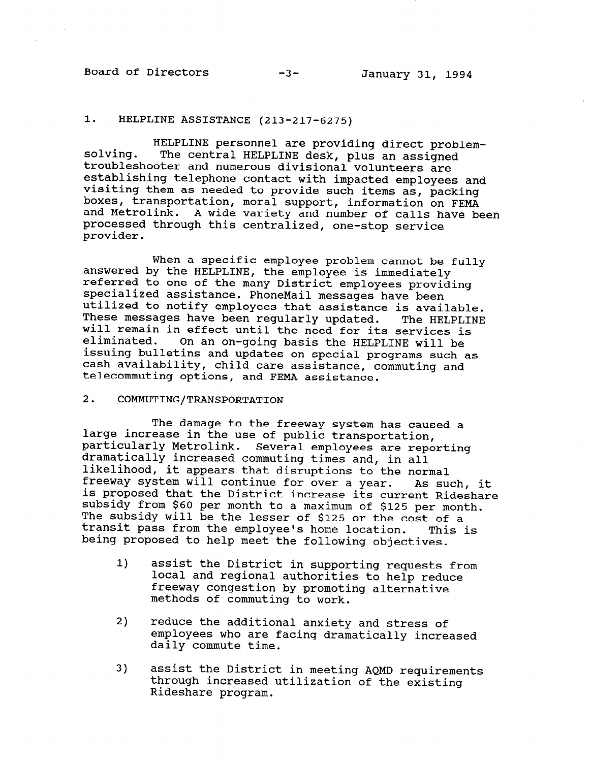## 1. HELPLINE ASSISTANCE (213-217-6275)

HELPLINE personnel are providing direct problem-solving. The central HELPLINE desk, plus an assigned troubleshooter and numerous divisional volunteers are establishing telephone contact with impacted employees and visiting them as needed to provide such items as, packing boxes, transportation, moral support, information on FEMA and Metrolink. A wide variety and number of calls have been processed through this centralized, one-stop service provider.

When a specific employee problem cannot be fully answered by the HELPLINE, the employee is immediately referred to one of the many District employees providing specialized assistance. PhoneMail messages have been utilized to notify employees that assistance is available. These messages have been regularly updated. The HELPLINE will remain in effect until the need for its services is eliminated. On an on-going basis the HELPLINE will be issuing bulletins and updates on special programs such as cash availability, child care assistance, commuting and telecommuting options, and FEMA assistance.

## 2. COMMUTING/TRANSPORTATION

The damage to the freeway system has caused a large increase in the use of public transportation, particularly Metrolink. Several employees are reporting dramatically increased commuting times and, in all likelihood, it appears that disruptions to the normal freeway system will continue for over a year. As such, it is proposed that the District increase its current Rideshare subsidy from $60 per month to a maximum of $125 per month. The subsidy will be the lesser of $125 or the cost of a transit pass from the employee's home location. This is being proposed to help meet the following objectives.

1) assist the District in supporting requests from local and regional authorities to help reduce freeway congestion by promoting alternative methods of commuting to work.

2) reduce the additional anxiety and stress of employees who are facing dramatically increased daily commute time.

3) assist the District in meeting AQMD requirements through increased utilization of the existing Rideshare program.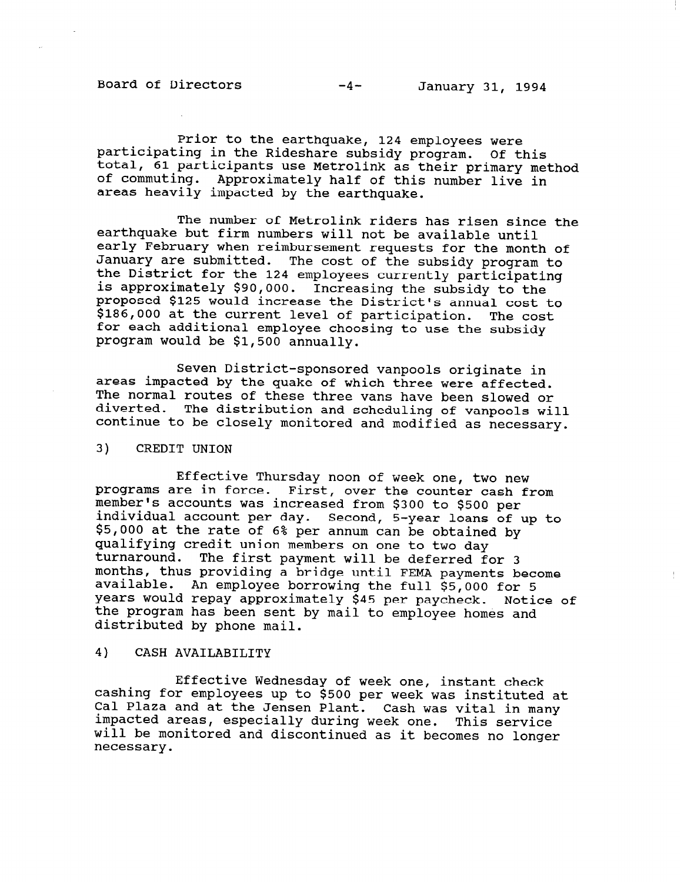Prior to the earthquake, 124 employees were participating in the Rideshare subsidy program. Of this total, 61 participants use Metrolink as their primary method of commuting. Approximately half of this number live in areas heavily impacted by the earthquake.

The number of Metrolink riders has risen since the earthquake but firm numbers will not be available until early February when reimbursement requests for the month of January are submitted. The cost of the subsidy program to the District for the 124 employees currently participating is approximately $90,000. Increasing the subsidy to the proposed $125 would increase the District's annual cost to $186,000 at the current level of participation. The cost for each additional employee choosing to use the subsidy program would be $1,500 annually.

Seven District-sponsored vanpools originate in areas impacted by the quake of which three were affected. The normal routes of these three vans have been slowed or diverted. The distribution and scheduling of vanpools will continue to be closely monitored and modified as necessary.

3) CREDIT UNION

Effective Thursday noon of week one, two new programs are in force. First, over the counter cash from member's accounts was increased from $300 to $500 per individual account per day. Second, 5-year loans of up to $5,000 at the rate of 6% per annum can be obtained by qualifying credit union members on one to two day turnaround. The first payment will be deferred for 3 months, thus providing a bridge until FEMA payments become available. An employee borrowing the full $5,000 for 5 years would repay approximately $45 per paycheck. Notice of the program has been sent by mail to employee homes and distributed by phone mail.

4) CASH AVAILABILITY

Effective Wednesday of week one, instant check cashing for employees up to $500 per week was instituted at Cal Plaza and at the Jensen Plant. Cash was vital in many impacted areas, especially during week one. This service will be monitored and discontinued as it becomes no longer necessary.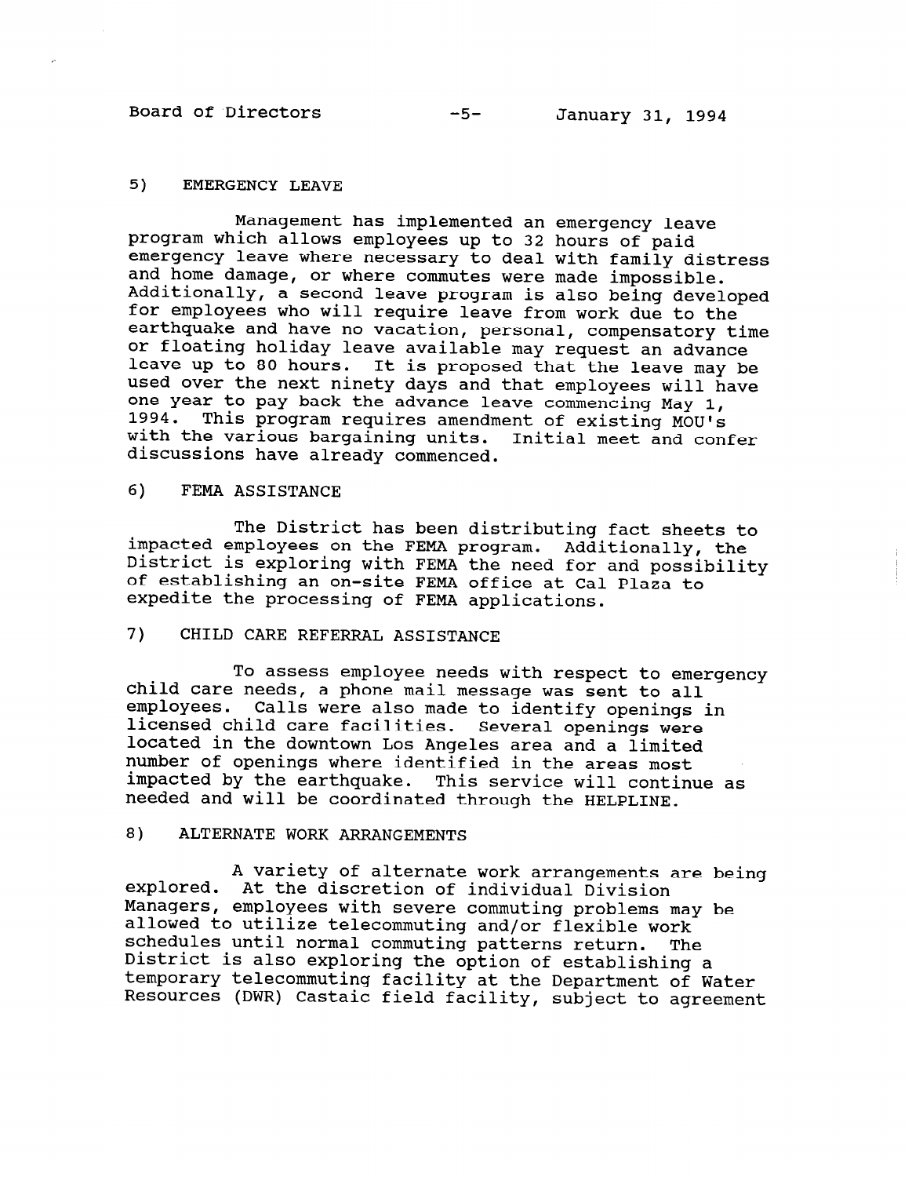5) EMERGENCY LEAVE

Management has implemented an emergency leave program which allows employees up to 32 hours of paid emergency leave where necessary to deal with family distress and home damage, or where commutes were made impossible. Additionally, a second leave program is also being developed for employees who will require leave from work due to the earthquake and have no vacation, personal, compensatory time or floating holiday leave available may request an advance leave up to 80 hours. It is proposed that the leave may be used over the next ninety days and that employees will have one year to pay back the advance leave commencing May 1, 1994. This program requires amendment of existing MOU's with the various bargaining units. Initial meet and confer discussions have already commenced.

6) FEMA ASSISTANCE

The District has been distributing fact sheets to impacted employees on the FEMA program. Additionally, the District is exploring with FEMA the need for and possibility of establishing an on-site FEMA office at Cal Plaza to expedite the processing of FEMA applications.

7) CHILD CARE REFERRAL ASSISTANCE

To assess employee needs with respect to emergency child care needs, a phone mail message was sent to all employees. Calls were also made to identify openings in licensed child care facilities. Several openings were located in the downtown Los Angeles area and a limited number of openings where identified in the areas most impacted by the earthquake. This service will continue as needed and will be coordinated through the HELPLINE.

8) ALTERNATE WORK ARRANGEMENTS

A variety of alternate work arrangements are being explored. At the discretion of individual Division Managers, employees with severe commuting problems may be allowed to utilize telecommuting and/or flexible work schedules until normal commuting patterns return. The District is also exploring the option of establishing a temporary telecommuting facility at the Department of Water Resources (DWR) Castaic field facility, subject to agreement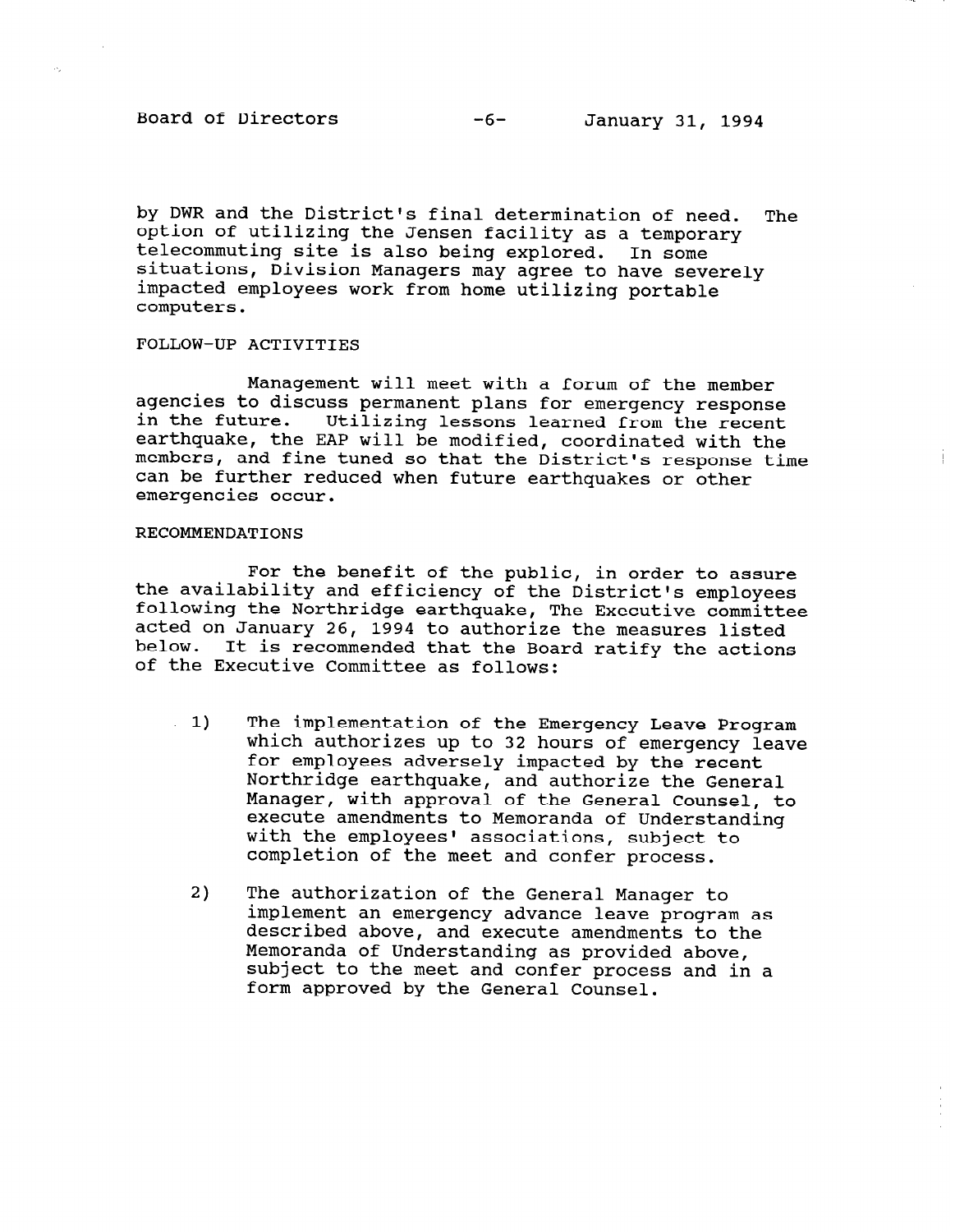by DWR and the District's final determination of need. The option of utilizing the Jensen facility as a temporary telecommuting site is also being explored. In some situations, Division Managers may agree to have severely impacted employees work from home utilizing portable computers.

FOLLOW-UP ACTIVITIES

Management will meet with a forum of the member agencies to discuss permanent plans for emergency response in the future. Utilizing lessons learned from the recent earthquake, the EAP will be modified, coordinated with the members, and fine tuned so that the District's response time can be further reduced when future earthquakes or other emergencies occur.

RECOMMENDATIONS

For the benefit of the public, in order to assure the availability and efficiency of the District's employees following the Northridge earthquake, The Executive committee acted on January 26, 1994 to authorize the measures listed below. It is recommended that the Board ratify the actions of the Executive Committee as follows:

1) The implementation of the Emergency Leave Program which authorizes up to 32 hours of emergency leave for employees adversely impacted by the recent Northridge earthquake, and authorize the General Manager, with approval of the General Counsel, to execute amendments to Memoranda of Understanding with the employees' associations, subject to completion of the meet and confer process.

2) The authorization of the General Manager to implement an emergency advance leave program as described above, and execute amendments to the Memoranda of Understanding as provided above, subject to the meet and confer process and in a form approved by the General Counsel.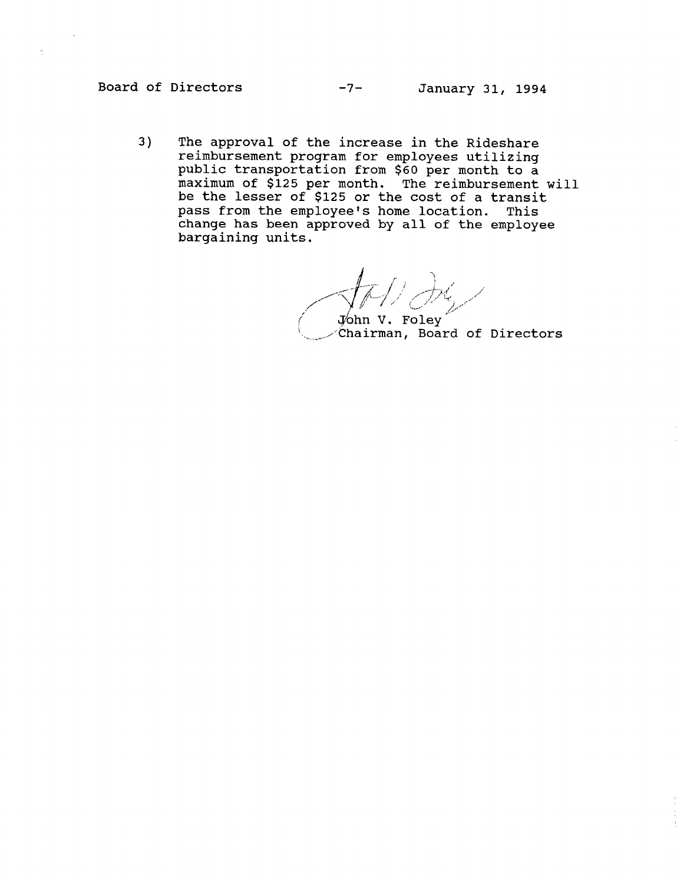3) The approval of the increase in the Rideshare reimbursement program for employees utilizing public transportation from $60 per month to a maximum of $125 per month. The reimbursement will be the lesser of $125 or the cost of a transit pass from the employee's home location. This change has been approved by all of the employee bargaining units.

John V. Foley
Chairman, Board of Directors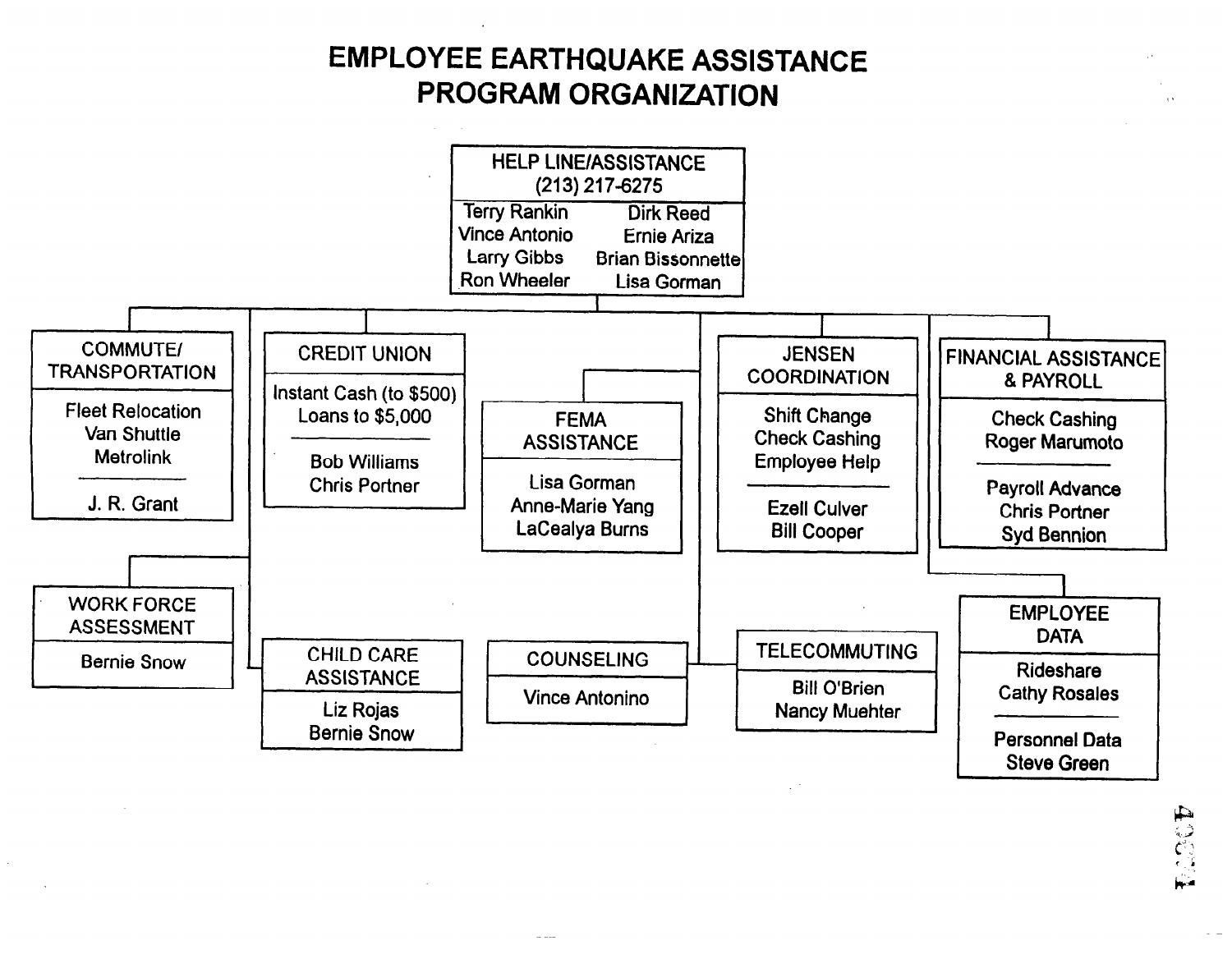# EMPLOYEE EARTHQUAKE ASSISTANCE PROGRAM ORGANIZATION

**HELP LINE/ASSISTANCE**
(213) 217-6275

Terry Rankin
Vince Antonio
Larry Gibbs
Ron Wheeler
Dirk Reed
Ernie Ariza
Brian Bissonnette
Lisa Gorman

**COMMUTE/ TRANSPORTATION**
Fleet Relocation
Van Shuttle
Metrolink

J. R. Grant

**CREDIT UNION**
Instant Cash (to $500)
Loans to $5,000

Bob Williams
Chris Portner

**FEMA ASSISTANCE**
Lisa Gorman
Anne-Marie Yang
LaCealya Burns

**JENSEN COORDINATION**
Shift Change
Check Cashing
Employee Help

Ezell Culver
Bill Cooper

**FINANCIAL ASSISTANCE & PAYROLL**
Check Cashing
Roger Marumoto

Payroll Advance
Chris Portner
Syd Bennion

**WORK FORCE ASSESSMENT**
Bernie Snow

**CHILD CARE ASSISTANCE**
Liz Rojas
Bernie Snow

**COUNSELING**
Vince Antonino

**TELECOMMUTING**
Bill O'Brien
Nancy Muehter

**EMPLOYEE DATA**
Rideshare
Cathy Rosales

Personnel Data
Steve Green